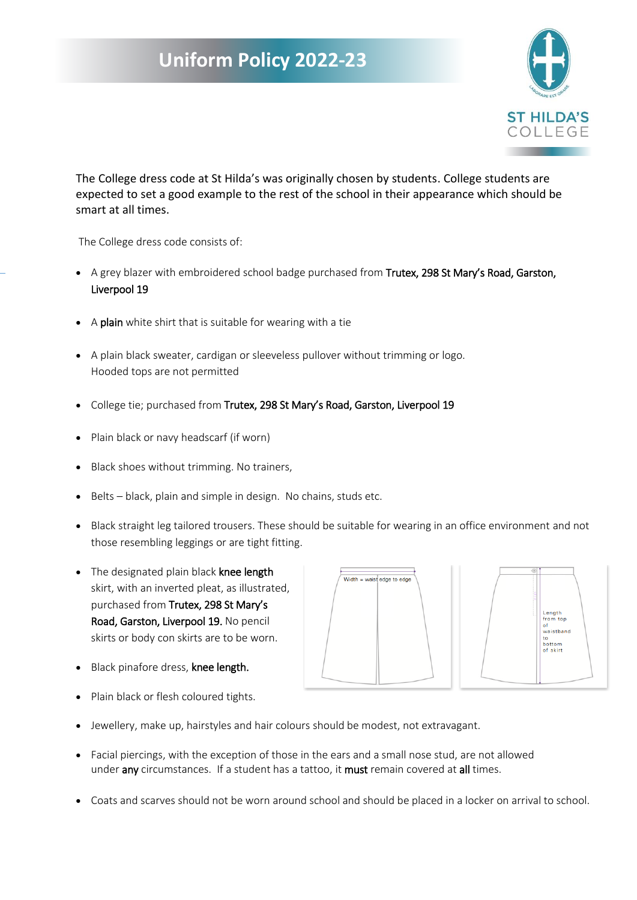# Uniform Policy 2022-23

ST HILDA'S COLLEGE

The College dress code at St Hilda's was originally chosen by students. College students are expected to set a good example to the rest of the school in their appearance which should be smart at all times.

The College dress code consists of:

- A grey blazer with embroidered school badge purchased from **Trutex, 298 St Mary's Road, Garston, Liverpool 19**
- A **plain** white shirt that is suitable for wearing with a tie
- A plain black sweater, cardigan or sleeveless pullover without trimming or logo. Hooded tops are not permitted
- College tie; purchased from **Trutex, 298 St Mary's Road, Garston, Liverpool 19**
- Plain black or navy headscarf (if worn)
- Black shoes without trimming. No trainers,
- Belts – black, plain and simple in design. No chains, studs etc.
- Black straight leg tailored trousers. These should be suitable for wearing in an office environment and not those resembling leggings or are tight fitting.
- The designated plain black **knee length** skirt, with an inverted pleat, as illustrated, purchased from **Trutex, 298 St Mary's Road, Garston, Liverpool 19.** No pencil skirts or body con skirts are to be worn.
- Black pinafore dress, **knee length.**
- Plain black or flesh coloured tights.
- Jewellery, make up, hairstyles and hair colours should be modest, not extravagant.
- Facial piercings, with the exception of those in the ears and a small nose stud, are not allowed under **any** circumstances. If a student has a tattoo, it **must** remain covered at **all** times.
- Coats and scarves should not be worn around school and should be placed in a locker on arrival to school.

Width = waist edge to edge

Length from top of waistband to bottom of skirt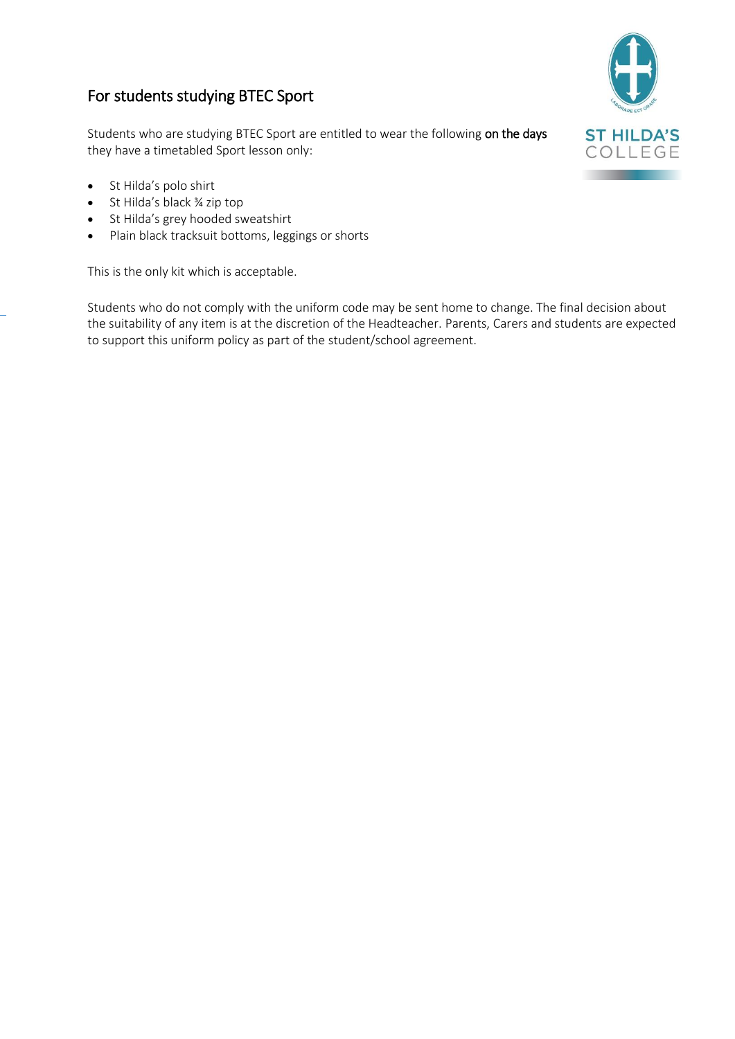## For students studying BTEC Sport

Students who are studying BTEC Sport are entitled to wear the following **on the days** they have a timetabled Sport lesson only:

- St Hilda's polo shirt
- St Hilda's black ¾ zip top
- St Hilda's grey hooded sweatshirt
- Plain black tracksuit bottoms, leggings or shorts

This is the only kit which is acceptable.

Students who do not comply with the uniform code may be sent home to change. The final decision about the suitability of any item is at the discretion of the Headteacher. Parents, Carers and students are expected to support this uniform policy as part of the student/school agreement.